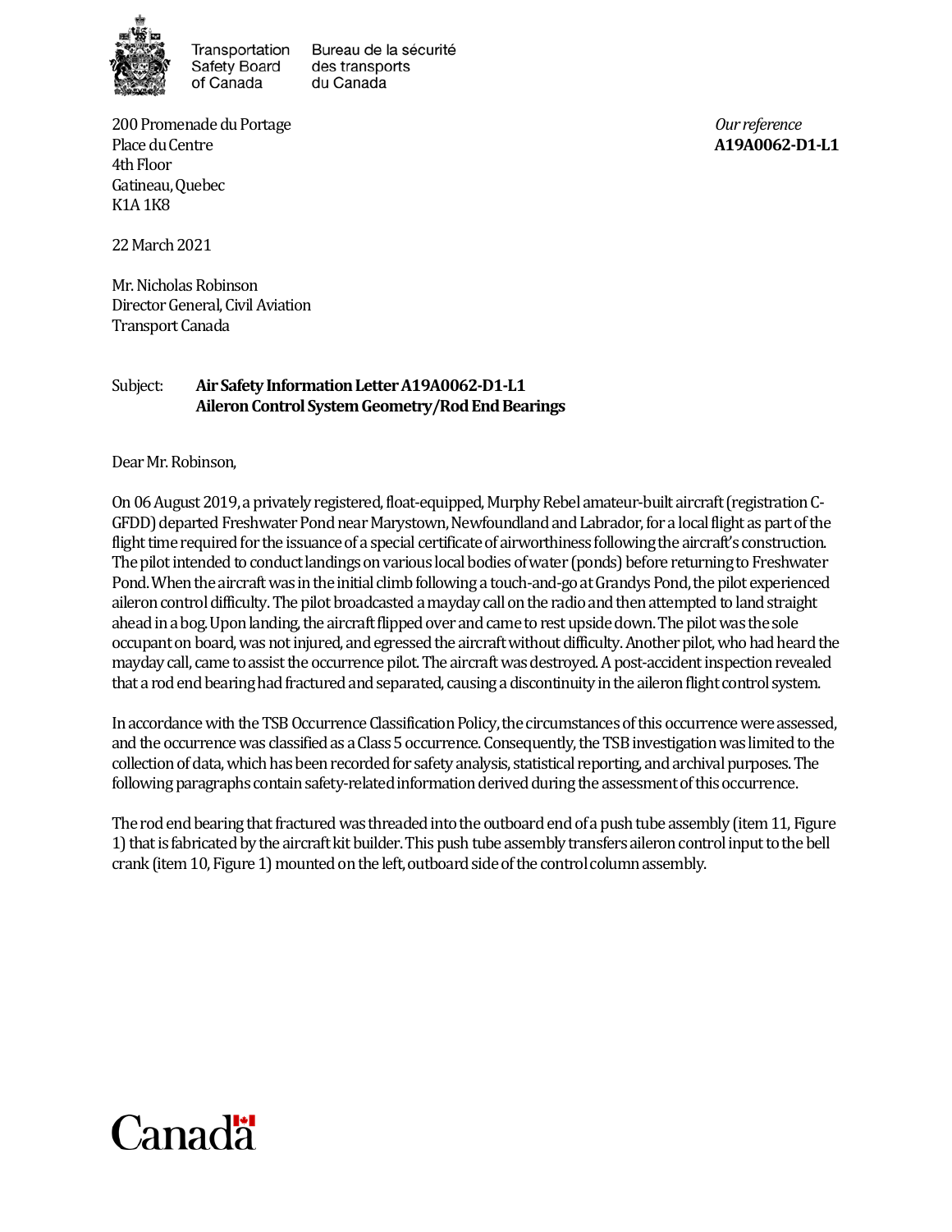Transportation Safety Board of Canada

Bureau de la sécurité des transports du Canada

200 Promenade du Portage
Place du Centre
4th Floor
Gatineau, Quebec
K1A 1K8

*Our reference*
**A19A0062-D1-L1**

22 March 2021

Mr. Nicholas Robinson
Director General, Civil Aviation
Transport Canada

Subject: **Air Safety Information Letter A19A0062-D1-L1**
**Aileron Control System Geometry/Rod End Bearings**

Dear Mr. Robinson,

On 06 August 2019, a privately registered, float-equipped, Murphy Rebel amateur-built aircraft (registration C-GFDD) departed Freshwater Pond near Marystown, Newfoundland and Labrador, for a local flight as part of the flight time required for the issuance of a special certificate of airworthiness following the aircraft's construction. The pilot intended to conduct landings on various local bodies of water (ponds) before returning to Freshwater Pond. When the aircraft was in the initial climb following a touch-and-go at Grandys Pond, the pilot experienced aileron control difficulty. The pilot broadcasted a mayday call on the radio and then attempted to land straight ahead in a bog. Upon landing, the aircraft flipped over and came to rest upside down. The pilot was the sole occupant on board, was not injured, and egressed the aircraft without difficulty. Another pilot, who had heard the mayday call, came to assist the occurrence pilot. The aircraft was destroyed. A post-accident inspection revealed that a rod end bearing had fractured and separated, causing a discontinuity in the aileron flight control system.

In accordance with the TSB Occurrence Classification Policy, the circumstances of this occurrence were assessed, and the occurrence was classified as a Class 5 occurrence. Consequently, the TSB investigation was limited to the collection of data, which has been recorded for safety analysis, statistical reporting, and archival purposes. The following paragraphs contain safety-related information derived during the assessment of this occurrence.

The rod end bearing that fractured was threaded into the outboard end of a push tube assembly (item 11, Figure 1) that is fabricated by the aircraft kit builder. This push tube assembly transfers aileron control input to the bell crank (item 10, Figure 1) mounted on the left, outboard side of the control column assembly.

Canada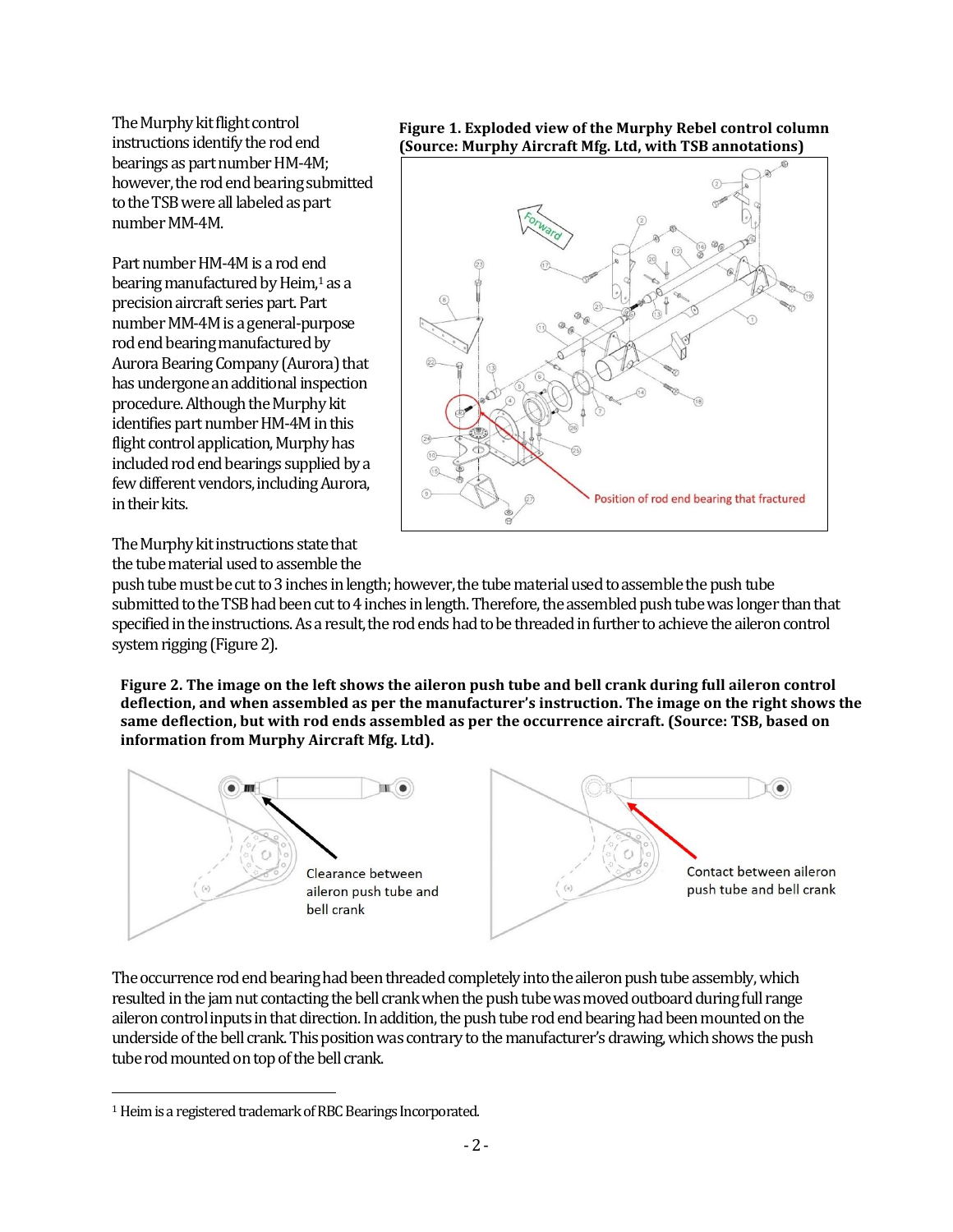The Murphy kit flight control instructions identify the rod end bearings as part number HM-4M; however, the rod end bearing submitted to the TSB were all labeled as part number MM-4M.

Part number HM-4M is a rod end bearing manufactured by Heim,[1] as a precision aircraft series part. Part number MM-4M is a general-purpose rod end bearing manufactured by Aurora Bearing Company (Aurora) that has undergone an additional inspection procedure. Although the Murphy kit identifies part number HM-4M in this flight control application, Murphy has included rod end bearings supplied by a few different vendors, including Aurora, in their kits.

**Figure 1. Exploded view of the Murphy Rebel control column (Source: Murphy Aircraft Mfg. Ltd, with TSB annotations)**

The Murphy kit instructions state that the tube material used to assemble the push tube must be cut to 3 inches in length; however, the tube material used to assemble the push tube submitted to the TSB had been cut to 4 inches in length. Therefore, the assembled push tube was longer than that specified in the instructions. As a result, the rod ends had to be threaded in further to achieve the aileron control system rigging (Figure 2).

**Figure 2. The image on the left shows the aileron push tube and bell crank during full aileron control deflection, and when assembled as per the manufacturer's instruction. The image on the right shows the same deflection, but with rod ends assembled as per the occurrence aircraft. (Source: TSB, based on information from Murphy Aircraft Mfg. Ltd).**

The occurrence rod end bearing had been threaded completely into the aileron push tube assembly, which resulted in the jam nut contacting the bell crank when the push tube was moved outboard during full range aileron control inputs in that direction. In addition, the push tube rod end bearing had been mounted on the underside of the bell crank. This position was contrary to the manufacturer's drawing, which shows the push tube rod mounted on top of the bell crank.

[1] Heim is a registered trademark of RBC Bearings Incorporated.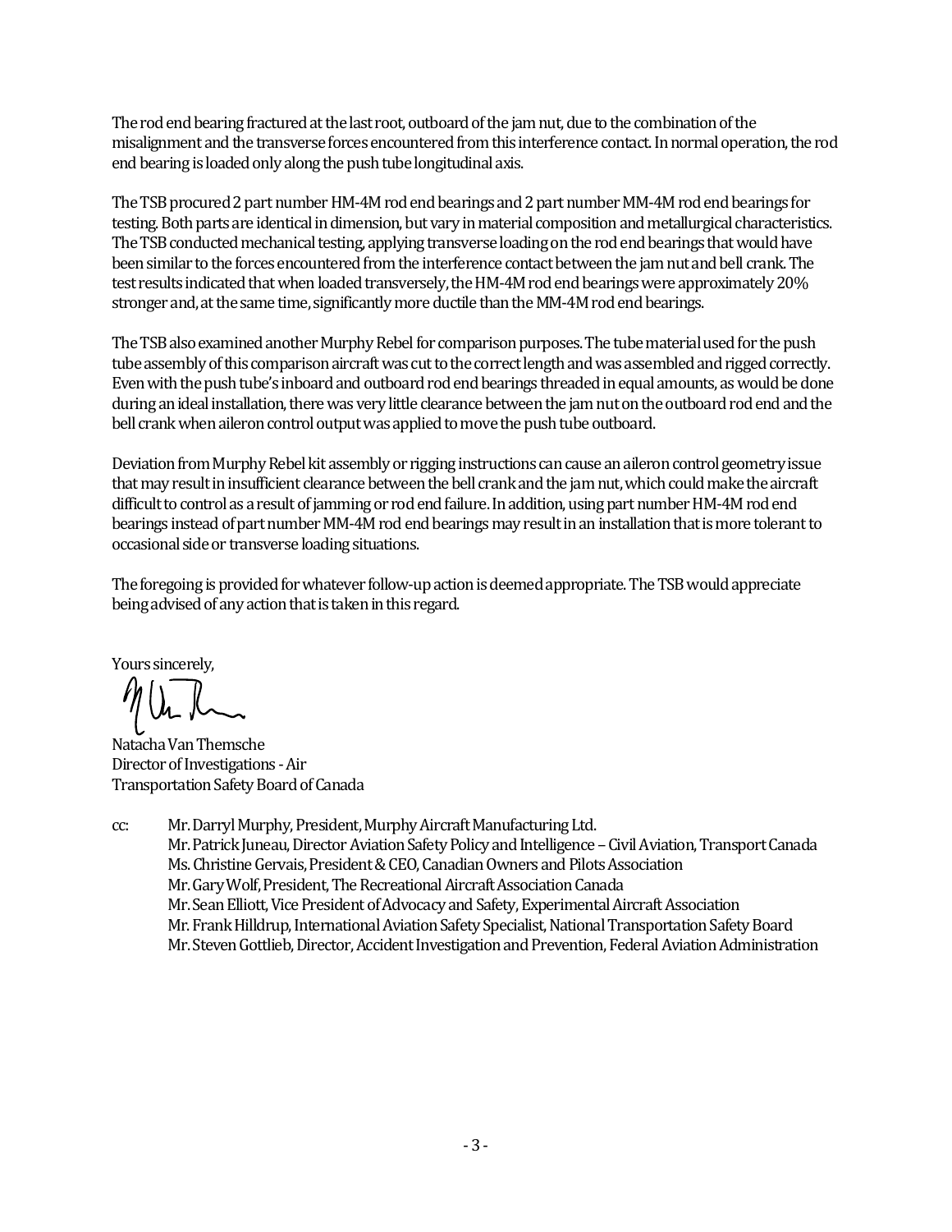The rod end bearing fractured at the last root, outboard of the jam nut, due to the combination of the misalignment and the transverse forces encountered from this interference contact. In normal operation, the rod end bearing is loaded only along the push tube longitudinal axis.

The TSB procured 2 part number HM-4M rod end bearings and 2 part number MM-4M rod end bearings for testing. Both parts are identical in dimension, but vary in material composition and metallurgical characteristics. The TSB conducted mechanical testing, applying transverse loading on the rod end bearings that would have been similar to the forces encountered from the interference contact between the jam nut and bell crank. The test results indicated that when loaded transversely, the HM-4M rod end bearings were approximately 20% stronger and, at the same time, significantly more ductile than the MM-4M rod end bearings.

The TSB also examined another Murphy Rebel for comparison purposes. The tube material used for the push tube assembly of this comparison aircraft was cut to the correct length and was assembled and rigged correctly. Even with the push tube's inboard and outboard rod end bearings threaded in equal amounts, as would be done during an ideal installation, there was very little clearance between the jam nut on the outboard rod end and the bell crank when aileron control output was applied to move the push tube outboard.

Deviation from Murphy Rebel kit assembly or rigging instructions can cause an aileron control geometry issue that may result in insufficient clearance between the bell crank and the jam nut, which could make the aircraft difficult to control as a result of jamming or rod end failure. In addition, using part number HM-4M rod end bearings instead of part number MM-4M rod end bearings may result in an installation that is more tolerant to occasional side or transverse loading situations.

The foregoing is provided for whatever follow-up action is deemed appropriate. The TSB would appreciate being advised of any action that is taken in this regard.

Yours sincerely,

Natacha Van Themsche
Director of Investigations - Air
Transportation Safety Board of Canada

cc: Mr. Darryl Murphy, President, Murphy Aircraft Manufacturing Ltd.
Mr. Patrick Juneau, Director Aviation Safety Policy and Intelligence – Civil Aviation, Transport Canada
Ms. Christine Gervais, President & CEO, Canadian Owners and Pilots Association
Mr. Gary Wolf, President, The Recreational Aircraft Association Canada
Mr. Sean Elliott, Vice President of Advocacy and Safety, Experimental Aircraft Association
Mr. Frank Hilldrup, International Aviation Safety Specialist, National Transportation Safety Board
Mr. Steven Gottlieb, Director, Accident Investigation and Prevention, Federal Aviation Administration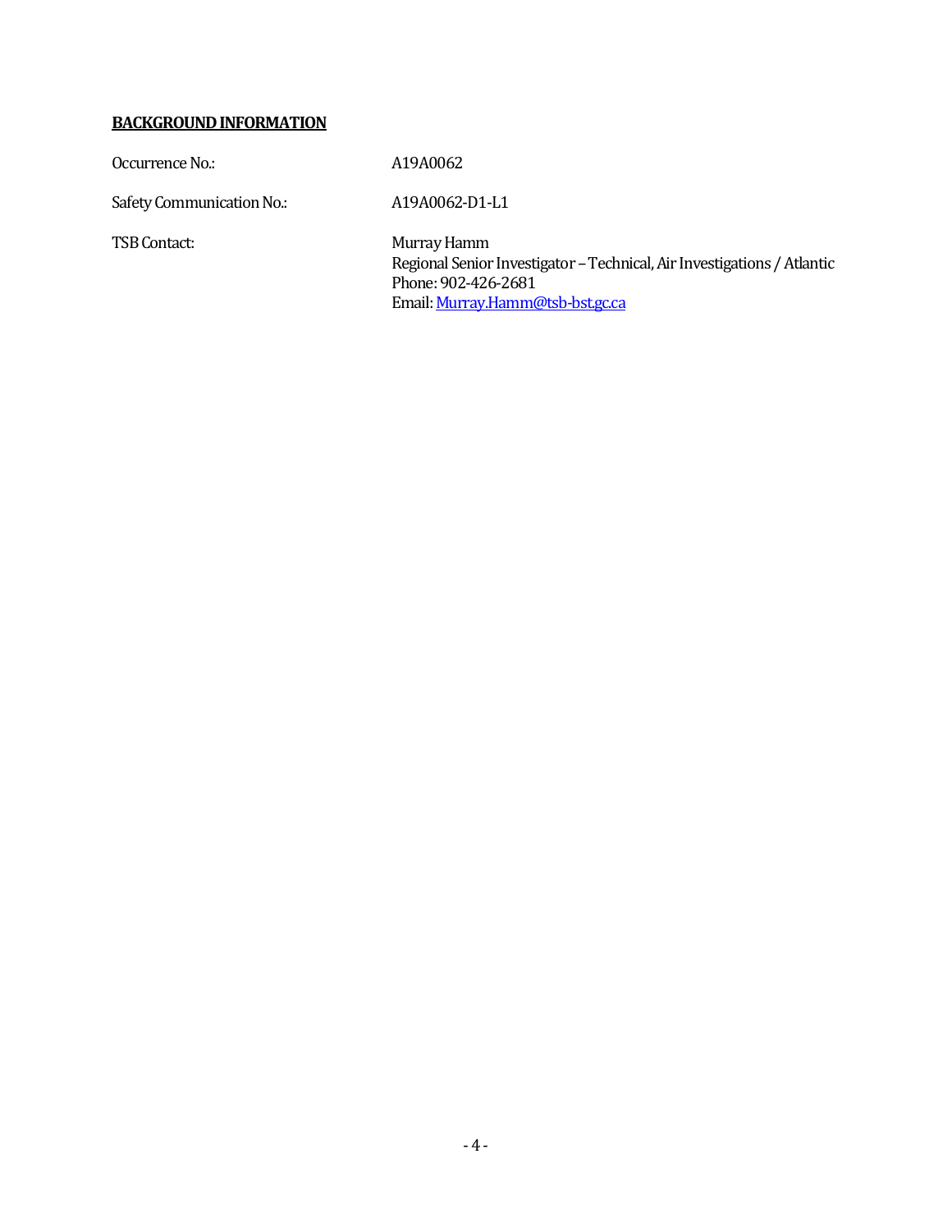**BACKGROUND INFORMATION**

| | |
|---|---|
| Occurrence No.: | A19A0062 |
| Safety Communication No.: | A19A0062-D1-L1 |
| TSB Contact: | Murray Hamm<br>Regional Senior Investigator – Technical, Air Investigations / Atlantic<br>Phone: 902-426-2681<br>Email: Murray.Hamm@tsb-bst.gc.ca |